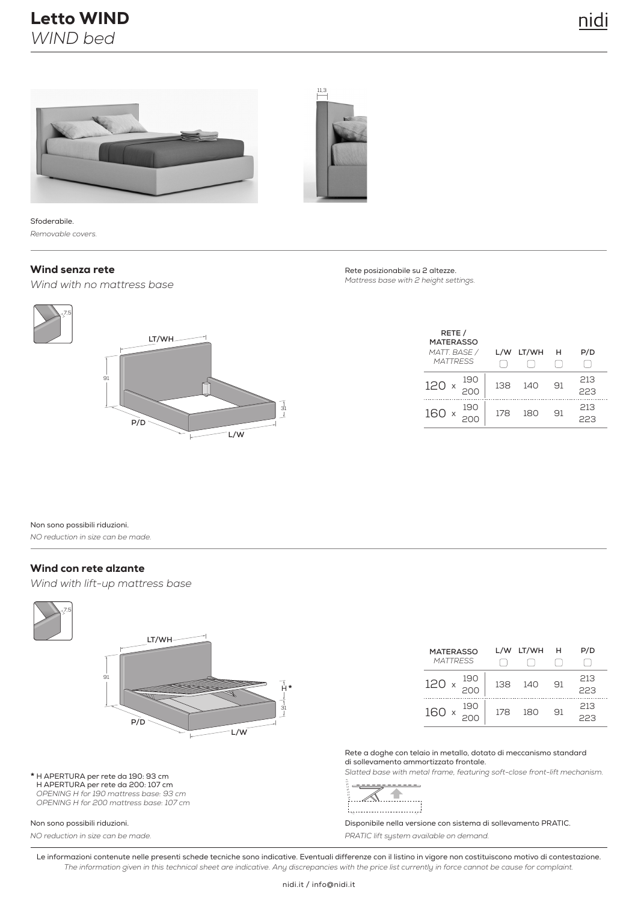# Letto WIND

*WIND bed*

Sfoderabile.

*Removable covers.*

## Wind senza rete

*Wind with no mattress base*

Rete posizionabile su 2 altezze.

*Mattress base with 2 height settings.*

| RETE / MATERASSO *MATT. BASE / MATTRESS* | L/W | LT/WH | H | P/D |
|---|---|---|---|---|
| 120 x 190 | 138 | 140 | 91 | 213 |
| 120 x 200 | 138 | 140 | 91 | 223 |
| 160 x 190 | 178 | 180 | 91 | 213 |
| 160 x 200 | 178 | 180 | 91 | 223 |

Non sono possibili riduzioni.

*NO reduction in size can be made.*

## Wind con rete alzante

*Wind with lift-up mattress base*

| MATERASSO *MATTRESS* | L/W | LT/WH | H | P/D |
|---|---|---|---|---|
| 120 x 190 | 138 | 140 | 91 | 213 |
| 120 x 200 | 138 | 140 | 91 | 223 |
| 160 x 190 | 178 | 180 | 91 | 213 |
| 160 x 200 | 178 | 180 | 91 | 223 |

Rete a doghe con telaio in metallo, dotato di meccanismo standard di sollevamento ammortizzato frontale.

*Slatted base with metal frame, featuring soft-close front-lift mechanism.*

\* H APERTURA per rete da 190: 93 cm
H APERTURA per rete da 200: 107 cm
*OPENING H for 190 mattress base: 93 cm*
*OPENING H for 200 mattress base: 107 cm*

Non sono possibili riduzioni.

*NO reduction in size can be made.*

Disponibile nella versione con sistema di sollevamento PRATIC.

*PRATIC lift system available on demand.*

Le informazioni contenute nelle presenti schede tecniche sono indicative. Eventuali differenze con il listino in vigore non costituiscono motivo di contestazione.

*The information given in this technical sheet are indicative. Any discrepancies with the price list currently in force cannot be cause for complaint.*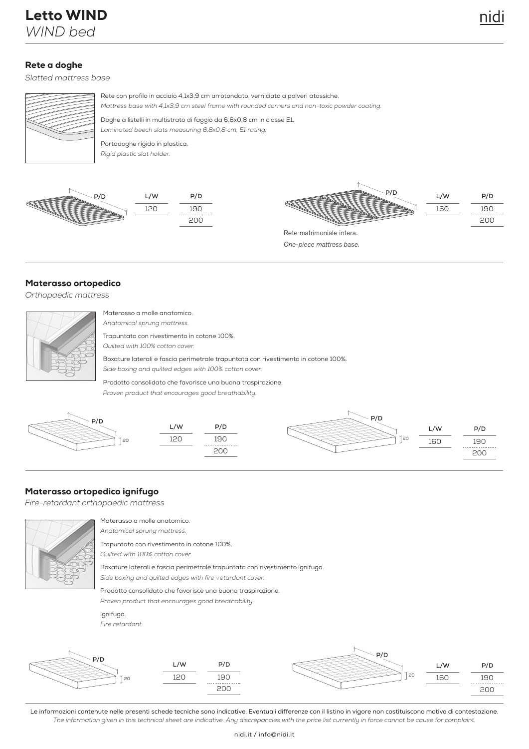# Letto WIND
*WIND bed*

## Rete a doghe
*Slatted mattress base*

Rete con profilo in acciaio 4,1x3,9 cm arrotondato, verniciato a polveri atossiche.
*Mattress base with 4,1x3,9 cm steel frame with rounded corners and non-toxic powder coating.*

Doghe a listelli in multistrato di faggio da 6,8x0,8 cm in classe E1.
*Laminated beech slats measuring 6,8x0,8 cm, E1 rating.*

Portadoghe rigido in plastica.
*Rigid plastic slat holder.*

| L/W | P/D |
|---|---|
| 120 | 190 |
| | 200 |

| L/W | P/D |
|---|---|
| 160 | 190 |
| | 200 |

Rete matrimoniale intera.
*One-piece mattress base.*

## Materasso ortopedico
*Orthopaedic mattress*

Materasso a molle anatomico.
*Anatomical sprung mattress.*

Trapuntato con rivestimento in cotone 100%.
*Quilted with 100% cotton cover.*

Boxature laterali e fascia perimetrale trapuntata con rivestimento in cotone 100%.
*Side boxing and quilted edges with 100% cotton cover.*

Prodotto consolidato che favorisce una buona traspirazione.
*Proven product that encourages good breathability.*

Altezza: 20

| L/W | P/D |
|---|---|
| 120 | 190 |
| | 200 |

| L/W | P/D |
|---|---|
| 160 | 190 |
| | 200 |

## Materasso ortopedico ignifugo
*Fire-retardant orthopaedic mattress*

Materasso a molle anatomico.
*Anatomical sprung mattress.*

Trapuntato con rivestimento in cotone 100%.
*Quilted with 100% cotton cover.*

Boxature laterali e fascia perimetrale trapuntata con rivestimento ignifugo.
*Side boxing and quilted edges with fire-retardant cover.*

Prodotto consolidato che favorisce una buona traspirazione.
*Proven product that encourages good breathability.*

Ignifugo.
*Fire retardant.*

Altezza: 20

| L/W | P/D |
|---|---|
| 120 | 190 |
| | 200 |

| L/W | P/D |
|---|---|
| 160 | 190 |
| | 200 |

Le informazioni contenute nelle presenti schede tecniche sono indicative. Eventuali differenze con il listino in vigore non costituiscono motivo di contestazione.
*The information given in this technical sheet are indicative. Any discrepancies with the price list currently in force cannot be cause for complaint.*

nidi.it / info@nidi.it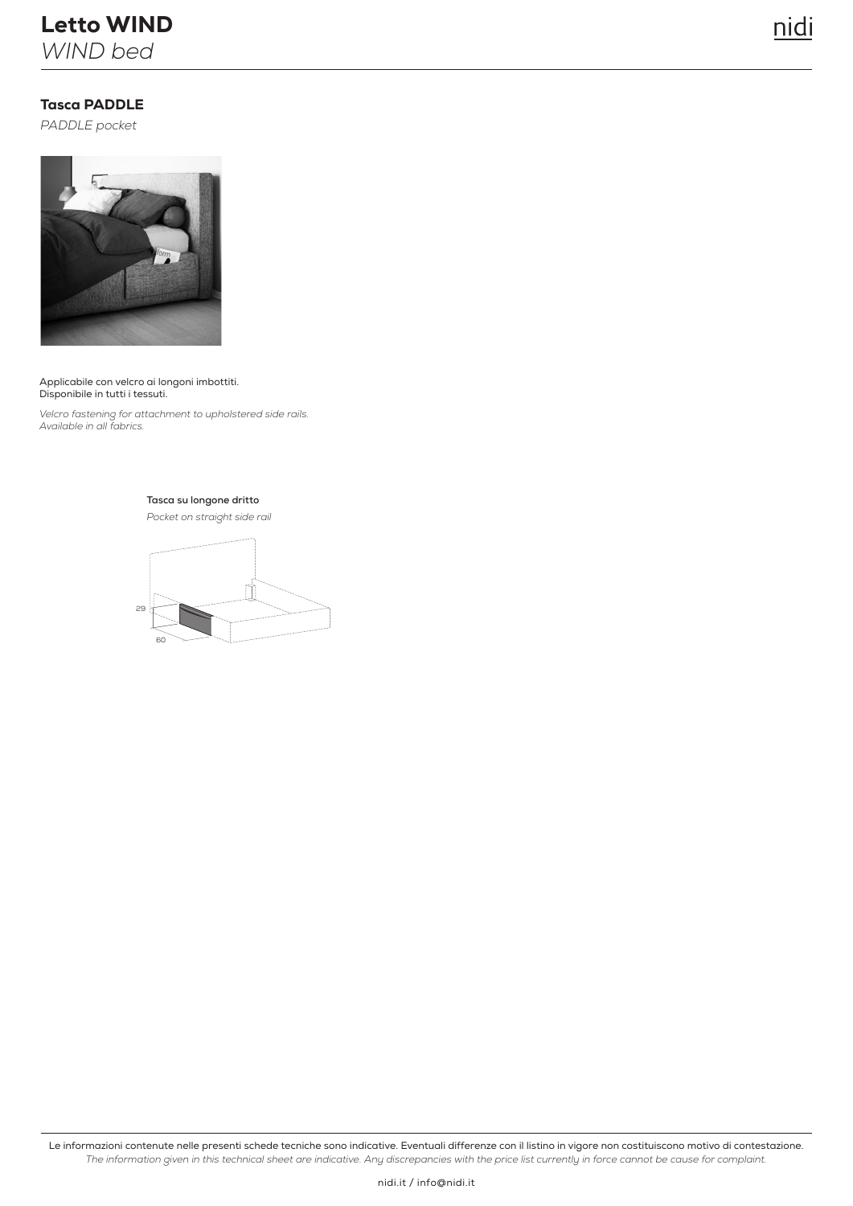## Tasca PADDLE

*PADDLE pocket*

Applicabile con velcro ai longoni imbottiti.
Disponibile in tutti i tessuti.

*Velcro fastening for attachment to upholstered side rails.*
*Available in all fabrics.*

**Tasca su longone dritto**

*Pocket on straight side rail*

29

60

Le informazioni contenute nelle presenti schede tecniche sono indicative. Eventuali differenze con il listino in vigore non costituiscono motivo di contestazione.
*The information given in this technical sheet are indicative. Any discrepancies with the price list currently in force cannot be cause for complaint.*

nidi.it / info@nidi.it